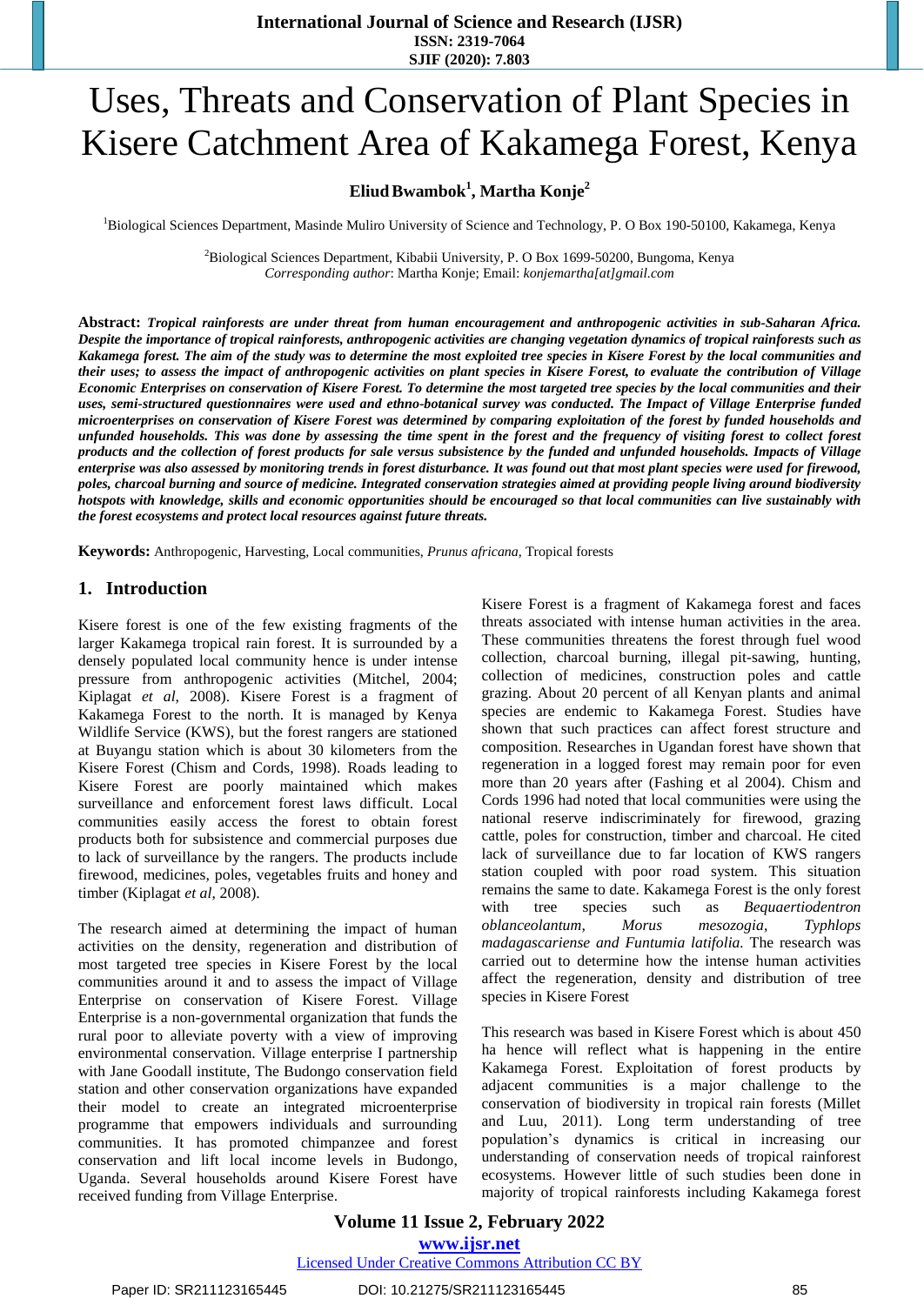# Uses, Threats and Conservation of Plant Species in Kisere Catchment Area of Kakamega Forest, Kenya

**Eliud Bwambok[1], Martha Konje[2]**

[1]Biological Sciences Department, Masinde Muliro University of Science and Technology, P. O Box 190-50100, Kakamega, Kenya

[2]Biological Sciences Department, Kibabii University, P. O Box 1699-50200, Bungoma, Kenya
*Corresponding author*: Martha Konje; Email: *konjemartha[at]gmail.com*

**Abstract:** ***Tropical rainforests are under threat from human encouragement and anthropogenic activities in sub-Saharan Africa. Despite the importance of tropical rainforests, anthropogenic activities are changing vegetation dynamics of tropical rainforests such as Kakamega forest. The aim of the study was to determine the most exploited tree species in Kisere Forest by the local communities and their uses; to assess the impact of anthropogenic activities on plant species in Kisere Forest, to evaluate the contribution of Village Economic Enterprises on conservation of Kisere Forest. To determine the most targeted tree species by the local communities and their uses, semi-structured questionnaires were used and ethno-botanical survey was conducted. The Impact of Village Enterprise funded microenterprises on conservation of Kisere Forest was determined by comparing exploitation of the forest by funded households and unfunded households. This was done by assessing the time spent in the forest and the frequency of visiting forest to collect forest products and the collection of forest products for sale versus subsistence by the funded and unfunded households. Impacts of Village enterprise was also assessed by monitoring trends in forest disturbance. It was found out that most plant species were used for firewood, poles, charcoal burning and source of medicine. Integrated conservation strategies aimed at providing people living around biodiversity hotspots with knowledge, skills and economic opportunities should be encouraged so that local communities can live sustainably with the forest ecosystems and protect local resources against future threats.***

**Keywords:** Anthropogenic, Harvesting, Local communities, *Prunus africana,* Tropical forests

## 1. Introduction

Kisere forest is one of the few existing fragments of the larger Kakamega tropical rain forest. It is surrounded by a densely populated local community hence is under intense pressure from anthropogenic activities (Mitchel, 2004; Kiplagat *et al*, 2008). Kisere Forest is a fragment of Kakamega Forest to the north. It is managed by Kenya Wildlife Service (KWS), but the forest rangers are stationed at Buyangu station which is about 30 kilometers from the Kisere Forest (Chism and Cords, 1998). Roads leading to Kisere Forest are poorly maintained which makes surveillance and enforcement forest laws difficult. Local communities easily access the forest to obtain forest products both for subsistence and commercial purposes due to lack of surveillance by the rangers. The products include firewood, medicines, poles, vegetables fruits and honey and timber (Kiplagat *et al*, 2008).

The research aimed at determining the impact of human activities on the density, regeneration and distribution of most targeted tree species in Kisere Forest by the local communities around it and to assess the impact of Village Enterprise on conservation of Kisere Forest. Village Enterprise is a non-governmental organization that funds the rural poor to alleviate poverty with a view of improving environmental conservation. Village enterprise I partnership with Jane Goodall institute, The Budongo conservation field station and other conservation organizations have expanded their model to create an integrated microenterprise programme that empowers individuals and surrounding communities. It has promoted chimpanzee and forest conservation and lift local income levels in Budongo, Uganda. Several households around Kisere Forest have received funding from Village Enterprise.

Kisere Forest is a fragment of Kakamega forest and faces threats associated with intense human activities in the area. These communities threatens the forest through fuel wood collection, charcoal burning, illegal pit-sawing, hunting, collection of medicines, construction poles and cattle grazing. About 20 percent of all Kenyan plants and animal species are endemic to Kakamega Forest. Studies have shown that such practices can affect forest structure and composition. Researches in Ugandan forest have shown that regeneration in a logged forest may remain poor for even more than 20 years after (Fashing et al 2004). Chism and Cords 1996 had noted that local communities were using the national reserve indiscriminately for firewood, grazing cattle, poles for construction, timber and charcoal. He cited lack of surveillance due to far location of KWS rangers station coupled with poor road system. This situation remains the same to date. Kakamega Forest is the only forest with tree species such as *Bequaertiodentron oblanceolantum, Morus mesozogia, Typhlops madagascariense and Funtumia latifolia.* The research was carried out to determine how the intense human activities affect the regeneration, density and distribution of tree species in Kisere Forest

This research was based in Kisere Forest which is about 450 ha hence will reflect what is happening in the entire Kakamega Forest. Exploitation of forest products by adjacent communities is a major challenge to the conservation of biodiversity in tropical rain forests (Millet and Luu, 2011). Long term understanding of tree population's dynamics is critical in increasing our understanding of conservation needs of tropical rainforest ecosystems. However little of such studies been done in majority of tropical rainforests including Kakamega forest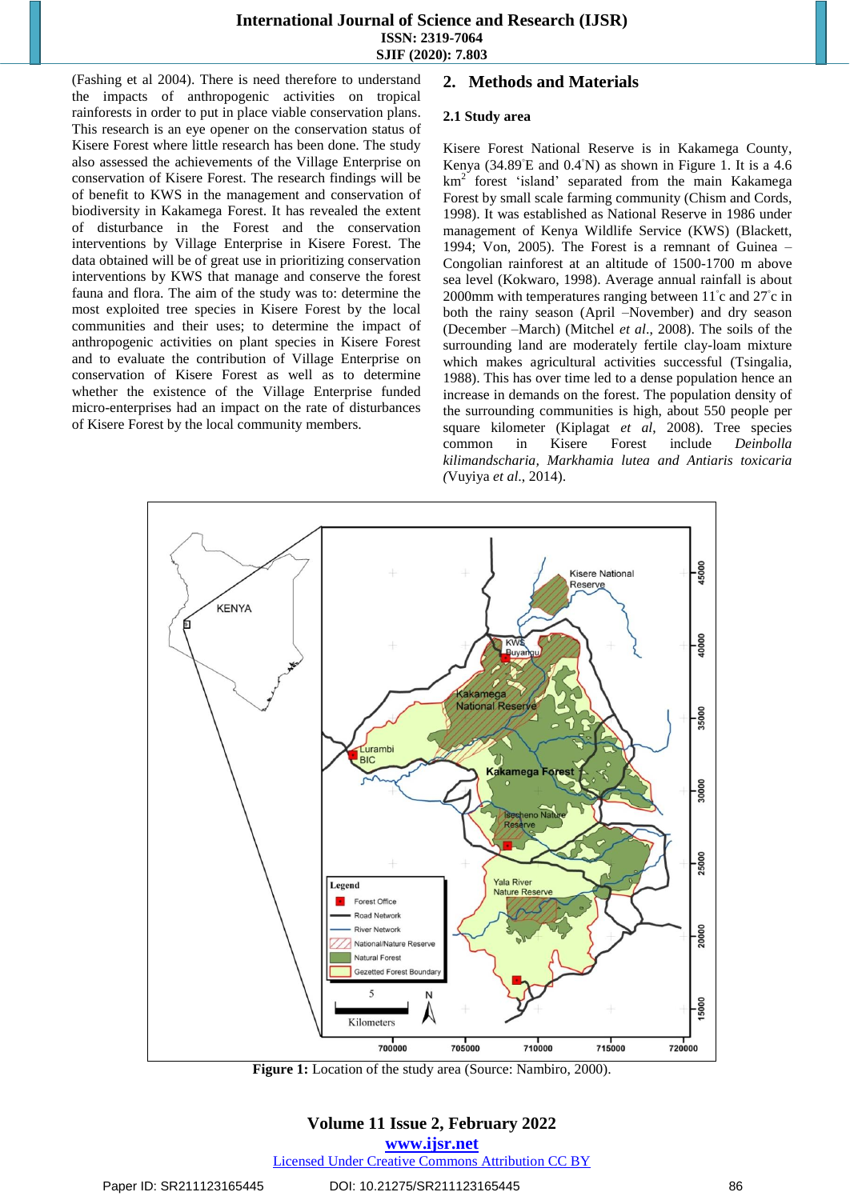(Fashing et al 2004). There is need therefore to understand the impacts of anthropogenic activities on tropical rainforests in order to put in place viable conservation plans. This research is an eye opener on the conservation status of Kisere Forest where little research has been done. The study also assessed the achievements of the Village Enterprise on conservation of Kisere Forest. The research findings will be of benefit to KWS in the management and conservation of biodiversity in Kakamega Forest. It has revealed the extent of disturbance in the Forest and the conservation interventions by Village Enterprise in Kisere Forest. The data obtained will be of great use in prioritizing conservation interventions by KWS that manage and conserve the forest fauna and flora. The aim of the study was to: determine the most exploited tree species in Kisere Forest by the local communities and their uses; to determine the impact of anthropogenic activities on plant species in Kisere Forest and to evaluate the contribution of Village Enterprise on conservation of Kisere Forest as well as to determine whether the existence of the Village Enterprise funded micro-enterprises had an impact on the rate of disturbances of Kisere Forest by the local community members.

## 2. Methods and Materials

### 2.1 Study area

Kisere Forest National Reserve is in Kakamega County, Kenya (34.89°E and 0.4°N) as shown in Figure 1. It is a 4.6 km$^2$ forest 'island' separated from the main Kakamega Forest by small scale farming community (Chism and Cords, 1998). It was established as National Reserve in 1986 under management of Kenya Wildlife Service (KWS) (Blackett, 1994; Von, 2005). The Forest is a remnant of Guinea – Congolian rainforest at an altitude of 1500-1700 m above sea level (Kokwaro, 1998). Average annual rainfall is about 2000mm with temperatures ranging between 11°c and 27°c in both the rainy season (April –November) and dry season (December –March) (Mitchel *et al*., 2008). The soils of the surrounding land are moderately fertile clay-loam mixture which makes agricultural activities successful (Tsingalia, 1988). This has over time led to a dense population hence an increase in demands on the forest. The population density of the surrounding communities is high, about 550 people per square kilometer (Kiplagat *et al*, 2008). Tree species common in Kisere Forest include *Deinbolla kilimandscharia, Markhamia lutea and Antiaris toxicaria (*Vuyiya *et al*., 2014).

**Figure 1:** Location of the study area (Source: Nambiro, 2000).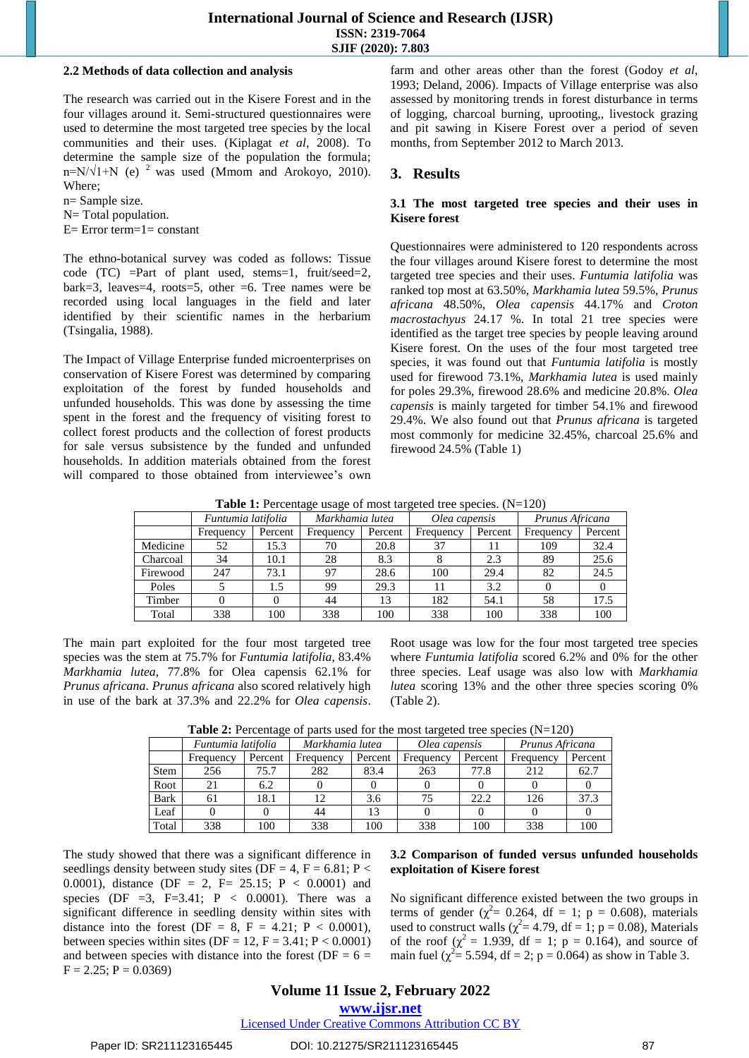### 2.2 Methods of data collection and analysis

The research was carried out in the Kisere Forest and in the four villages around it. Semi-structured questionnaires were used to determine the most targeted tree species by the local communities and their uses. (Kiplagat *et al*, 2008). To determine the sample size of the population the formula; $n=N/\sqrt{1+N}$ $(e)^{2}$ was used (Mmom and Arokoyo, 2010). Where;

n= Sample size.
N= Total population.
E= Error term=1= constant

The ethno-botanical survey was coded as follows: Tissue code (TC) =Part of plant used, stems=1, fruit/seed=2, bark=3, leaves=4, roots=5, other =6. Tree names were be recorded using local languages in the field and later identified by their scientific names in the herbarium (Tsingalia, 1988).

The Impact of Village Enterprise funded microenterprises on conservation of Kisere Forest was determined by comparing exploitation of the forest by funded households and unfunded households. This was done by assessing the time spent in the forest and the frequency of visiting forest to collect forest products and the collection of forest products for sale versus subsistence by the funded and unfunded households. In addition materials obtained from the forest will compared to those obtained from interviewee's own farm and other areas other than the forest (Godoy *et al*, 1993; Deland, 2006). Impacts of Village enterprise was also assessed by monitoring trends in forest disturbance in terms of logging, charcoal burning, uprooting,, livestock grazing and pit sawing in Kisere Forest over a period of seven months, from September 2012 to March 2013.

## 3. Results

### 3.1 The most targeted tree species and their uses in Kisere forest

Questionnaires were administered to 120 respondents across the four villages around Kisere forest to determine the most targeted tree species and their uses. *Funtumia latifolia* was ranked top most at 63.50%, *Markhamia lutea* 59.5%, *Prunus africana* 48.50%, *Olea capensis* 44.17% and *Croton macrostachyus* 24.17 %. In total 21 tree species were identified as the target tree species by people leaving around Kisere forest. On the uses of the four most targeted tree species, it was found out that *Funtumia latifolia* is mostly used for firewood 73.1%, *Markhamia lutea* is used mainly for poles 29.3%, firewood 28.6% and medicine 20.8%. *Olea capensis* is mainly targeted for timber 54.1% and firewood 29.4%. We also found out that *Prunus africana* is targeted most commonly for medicine 32.45%, charcoal 25.6% and firewood 24.5% (Table 1)

**Table 1:** Percentage usage of most targeted tree species. (N=120)

| | *Funtumia latifolia* | | *Markhamia lutea* | | *Olea capensis* | | *Prunus Africana* | |
|---|---|---|---|---|---|---|---|---|
| | Frequency | Percent | Frequency | Percent | Frequency | Percent | Frequency | Percent |
| Medicine | 52 | 15.3 | 70 | 20.8 | 37 | 11 | 109 | 32.4 |
| Charcoal | 34 | 10.1 | 28 | 8.3 | 8 | 2.3 | 89 | 25.6 |
| Firewood | 247 | 73.1 | 97 | 28.6 | 100 | 29.4 | 82 | 24.5 |
| Poles | 5 | 1.5 | 99 | 29.3 | 11 | 3.2 | 0 | 0 |
| Timber | 0 | 0 | 44 | 13 | 182 | 54.1 | 58 | 17.5 |
| Total | 338 | 100 | 338 | 100 | 338 | 100 | 338 | 100 |

The main part exploited for the four most targeted tree species was the stem at 75.7% for *Funtumia latifolia*, 83.4% *Markhamia lutea*, 77.8% for Olea capensis 62.1% for *Prunus africana*. *Prunus africana* also scored relatively high in use of the bark at 37.3% and 22.2% for *Olea capensis*.

Root usage was low for the four most targeted tree species where *Funtumia latifolia* scored 6.2% and 0% for the other three species. Leaf usage was also low with *Markhamia lutea* scoring 13% and the other three species scoring 0% (Table 2).

**Table 2:** Percentage of parts used for the most targeted tree species (N=120)

| | *Funtumia latifolia* | | *Markhamia lutea* | | *Olea capensis* | | *Prunus Africana* | |
|---|---|---|---|---|---|---|---|---|
| | Frequency | Percent | Frequency | Percent | Frequency | Percent | Frequency | Percent |
| Stem | 256 | 75.7 | 282 | 83.4 | 263 | 77.8 | 212 | 62.7 |
| Root | 21 | 6.2 | 0 | 0 | 0 | 0 | 0 | 0 |
| Bark | 61 | 18.1 | 12 | 3.6 | 75 | 22.2 | 126 | 37.3 |
| Leaf | 0 | 0 | 44 | 13 | 0 | 0 | 0 | 0 |
| Total | 338 | 100 | 338 | 100 | 338 | 100 | 338 | 100 |

The study showed that there was a significant difference in seedlings density between study sites (DF = 4, F = 6.81; P < 0.0001), distance (DF = 2, F= 25.15; P < 0.0001) and species (DF =3, F=3.41; P < 0.0001). There was a significant difference in seedling density within sites with distance into the forest (DF = 8, F = 4.21; P < 0.0001), between species within sites (DF = 12, F = 3.41; P < 0.0001) and between species with distance into the forest (DF = 6 = F = 2.25; P = 0.0369)

### 3.2 Comparison of funded versus unfunded households exploitation of Kisere forest

No significant difference existed between the two groups in terms of gender ($\chi^2$= 0.264, df = 1; p = 0.608), materials used to construct walls ($\chi^2$= 4.79, df = 1; p = 0.08), Materials of the roof ($\chi^2$ = 1.939, df = 1; p = 0.164), and source of main fuel ($\chi^2$= 5.594, df = 2; p = 0.064) as show in Table 3.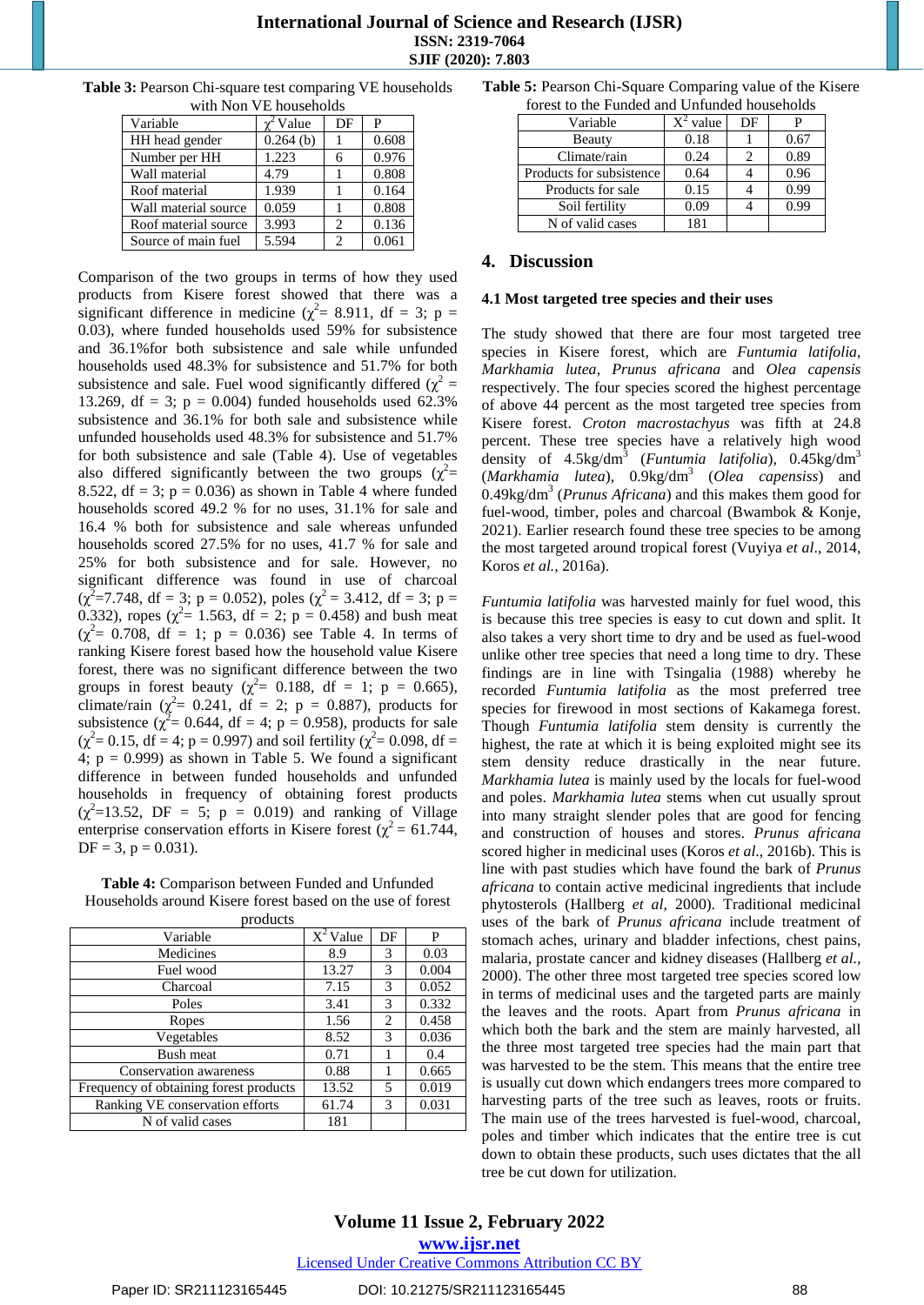**Table 3:** Pearson Chi-square test comparing VE households with Non VE households

| Variable | $\chi^2$ Value | DF | P |
|---|---|---|---|
| HH head gender | 0.264 (b) | 1 | 0.608 |
| Number per HH | 1.223 | 6 | 0.976 |
| Wall material | 4.79 | 1 | 0.808 |
| Roof material | 1.939 | 1 | 0.164 |
| Wall material source | 0.059 | 1 | 0.808 |
| Roof material source | 3.993 | 2 | 0.136 |
| Source of main fuel | 5.594 | 2 | 0.061 |

Comparison of the two groups in terms of how they used products from Kisere forest showed that there was a significant difference in medicine ($\chi^2$= 8.911, df = 3; p = 0.03), where funded households used 59% for subsistence and 36.1%for both subsistence and sale while unfunded households used 48.3% for subsistence and 51.7% for both subsistence and sale. Fuel wood significantly differed ($\chi^2$ = 13.269, df = 3; p = 0.004) funded households used 62.3% subsistence and 36.1% for both sale and subsistence while unfunded households used 48.3% for subsistence and 51.7% for both subsistence and sale (Table 4). Use of vegetables also differed significantly between the two groups ($\chi^2$= 8.522, df = 3; p = 0.036) as shown in Table 4 where funded households scored 49.2 % for no uses, 31.1% for sale and 16.4 % both for subsistence and sale whereas unfunded households scored 27.5% for no uses, 41.7 % for sale and 25% for both subsistence and for sale. However, no significant difference was found in use of charcoal ($\chi^2$=7.748, df = 3; p = 0.052), poles ($\chi^2$ = 3.412, df = 3; p = 0.332), ropes ($\chi^2$= 1.563, df = 2; p = 0.458) and bush meat ($\chi^2$= 0.708, df = 1; p = 0.036) see Table 4. In terms of ranking Kisere forest based how the household value Kisere forest, there was no significant difference between the two groups in forest beauty ($\chi^2$= 0.188, df = 1; p = 0.665), climate/rain ($\chi^2$= 0.241, df = 2; p = 0.887), products for subsistence ($\chi^2$= 0.644, df = 4; p = 0.958), products for sale ($\chi^2$= 0.15, df = 4; p = 0.997) and soil fertility ($\chi^2$= 0.098, df = 4; p = 0.999) as shown in Table 5. We found a significant difference in between funded households and unfunded households in frequency of obtaining forest products ($\chi^2$=13.52, DF = 5; p = 0.019) and ranking of Village enterprise conservation efforts in Kisere forest ($\chi^2$ = 61.744, DF = 3, p = 0.031).

**Table 4:** Comparison between Funded and Unfunded Households around Kisere forest based on the use of forest products

| Variable | $X^2$ Value | DF | P |
|---|---|---|---|
| Medicines | 8.9 | 3 | 0.03 |
| Fuel wood | 13.27 | 3 | 0.004 |
| Charcoal | 7.15 | 3 | 0.052 |
| Poles | 3.41 | 3 | 0.332 |
| Ropes | 1.56 | 2 | 0.458 |
| Vegetables | 8.52 | 3 | 0.036 |
| Bush meat | 0.71 | 1 | 0.4 |
| Conservation awareness | 0.88 | 1 | 0.665 |
| Frequency of obtaining forest products | 13.52 | 5 | 0.019 |
| Ranking VE conservation efforts | 61.74 | 3 | 0.031 |
| N of valid cases | 181 | | |

**Table 5:** Pearson Chi-Square Comparing value of the Kisere forest to the Funded and Unfunded households

| Variable | $X^2$ value | DF | P |
|---|---|---|---|
| Beauty | 0.18 | 1 | 0.67 |
| Climate/rain | 0.24 | 2 | 0.89 |
| Products for subsistence | 0.64 | 4 | 0.96 |
| Products for sale | 0.15 | 4 | 0.99 |
| Soil fertility | 0.09 | 4 | 0.99 |
| N of valid cases | 181 | | |

## 4. Discussion

### 4.1 Most targeted tree species and their uses

The study showed that there are four most targeted tree species in Kisere forest, which are *Funtumia latifolia*, *Markhamia lutea*, *Prunus africana* and *Olea capensis* respectively. The four species scored the highest percentage of above 44 percent as the most targeted tree species from Kisere forest. *Croton macrostachyus* was fifth at 24.8 percent. These tree species have a relatively high wood density of 4.5kg/dm$^3$ (*Funtumia latifolia*), 0.45kg/dm$^3$ (*Markhamia lutea*), 0.9kg/dm$^3$ (*Olea capenss*) and 0.49kg/dm$^3$ (*Prunus Africana*) and this makes them good for fuel-wood, timber, poles and charcoal (Bwambok & Konje, 2021). Earlier research found these tree species to be among the most targeted around tropical forest (Vuyiya *et al*., 2014, Koros *et al.*, 2016a).

*Funtumia latifolia* was harvested mainly for fuel wood, this is because this tree species is easy to cut down and split. It also takes a very short time to dry and be used as fuel-wood unlike other tree species that need a long time to dry. These findings are in line with Tsingalia (1988) whereby he recorded *Funtumia latifolia* as the most preferred tree species for firewood in most sections of Kakamega forest. Though *Funtumia latifolia* stem density is currently the highest, the rate at which it is being exploited might see its stem density reduce drastically in the near future. *Markhamia lutea* is mainly used by the locals for fuel-wood and poles. *Markhamia lutea* stems when cut usually sprout into many straight slender poles that are good for fencing and construction of houses and stores. *Prunus africana* scored higher in medicinal uses (Koros *et al*., 2016b). This is line with past studies which have found the bark of *Prunus africana* to contain active medicinal ingredients that include phytosterols (Hallberg *et al*, 2000). Traditional medicinal uses of the bark of *Prunus africana* include treatment of stomach aches, urinary and bladder infections, chest pains, malaria, prostate cancer and kidney diseases (Hallberg *et al.*, 2000). The other three most targeted tree species scored low in terms of medicinal uses and the targeted parts are mainly the leaves and the roots. Apart from *Prunus africana* in which both the bark and the stem are mainly harvested, all the three most targeted tree species had the main part that was harvested to be the stem. This means that the entire tree is usually cut down which endangers trees more compared to harvesting parts of the tree such as leaves, roots or fruits. The main use of the trees harvested is fuel-wood, charcoal, poles and timber which indicates that the entire tree is cut down to obtain these products, such uses dictates that the all tree be cut down for utilization.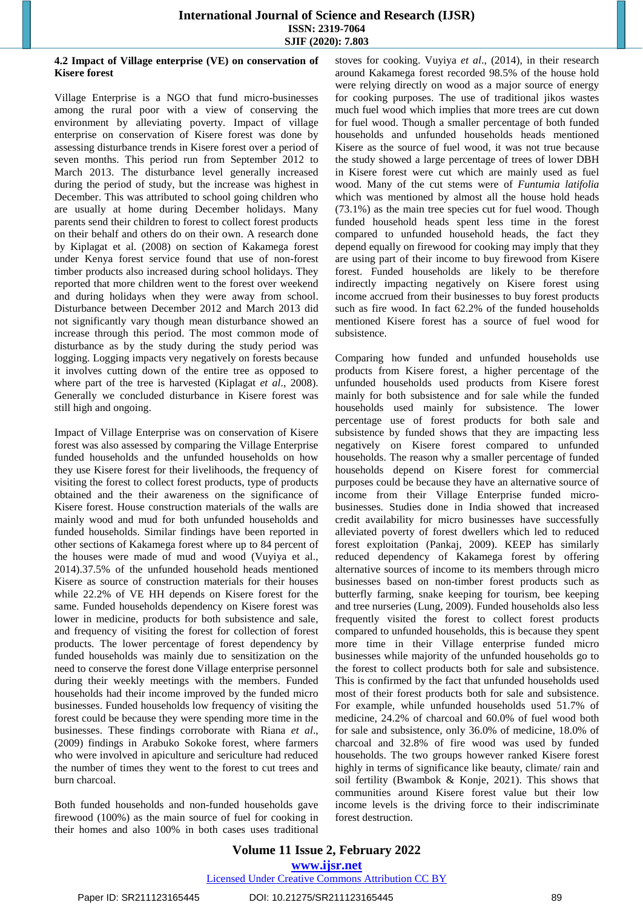### 4.2 Impact of Village enterprise (VE) on conservation of Kisere forest

Village Enterprise is a NGO that fund micro-businesses among the rural poor with a view of conserving the environment by alleviating poverty. Impact of village enterprise on conservation of Kisere forest was done by assessing disturbance trends in Kisere forest over a period of seven months. This period run from September 2012 to March 2013. The disturbance level generally increased during the period of study, but the increase was highest in December. This was attributed to school going children who are usually at home during December holidays. Many parents send their children to forest to collect forest products on their behalf and others do on their own. A research done by Kiplagat et al. (2008) on section of Kakamega forest under Kenya forest service found that use of non-forest timber products also increased during school holidays. They reported that more children went to the forest over weekend and during holidays when they were away from school. Disturbance between December 2012 and March 2013 did not significantly vary though mean disturbance showed an increase through this period. The most common mode of disturbance as by the study during the study period was logging. Logging impacts very negatively on forests because it involves cutting down of the entire tree as opposed to where part of the tree is harvested (Kiplagat *et al*., 2008). Generally we concluded disturbance in Kisere forest was still high and ongoing.

Impact of Village Enterprise was on conservation of Kisere forest was also assessed by comparing the Village Enterprise funded households and the unfunded households on how they use Kisere forest for their livelihoods, the frequency of visiting the forest to collect forest products, type of products obtained and the their awareness on the significance of Kisere forest. House construction materials of the walls are mainly wood and mud for both unfunded households and funded households. Similar findings have been reported in other sections of Kakamega forest where up to 84 percent of the houses were made of mud and wood (Vuyiya et al., 2014).37.5% of the unfunded household heads mentioned Kisere as source of construction materials for their houses while 22.2% of VE HH depends on Kisere forest for the same. Funded households dependency on Kisere forest was lower in medicine, products for both subsistence and sale, and frequency of visiting the forest for collection of forest products. The lower percentage of forest dependency by funded households was mainly due to sensitization on the need to conserve the forest done Village enterprise personnel during their weekly meetings with the members. Funded households had their income improved by the funded micro businesses. Funded households low frequency of visiting the forest could be because they were spending more time in the businesses. These findings corroborate with Riana *et al*., (2009) findings in Arabuko Sokoke forest, where farmers who were involved in apiculture and sericulture had reduced the number of times they went to the forest to cut trees and burn charcoal.

Both funded households and non-funded households gave firewood (100%) as the main source of fuel for cooking in their homes and also 100% in both cases uses traditional stoves for cooking. Vuyiya *et al*., (2014), in their research around Kakamega forest recorded 98.5% of the house hold were relying directly on wood as a major source of energy for cooking purposes. The use of traditional jikos wastes much fuel wood which implies that more trees are cut down for fuel wood. Though a smaller percentage of both funded households and unfunded households heads mentioned Kisere as the source of fuel wood, it was not true because the study showed a large percentage of trees of lower DBH in Kisere forest were cut which are mainly used as fuel wood. Many of the cut stems were of *Funtumia latifolia* which was mentioned by almost all the house hold heads (73.1%) as the main tree species cut for fuel wood. Though funded household heads spent less time in the forest compared to unfunded household heads, the fact they depend equally on firewood for cooking may imply that they are using part of their income to buy firewood from Kisere forest. Funded households are likely to be therefore indirectly impacting negatively on Kisere forest using income accrued from their businesses to buy forest products such as fire wood. In fact 62.2% of the funded households mentioned Kisere forest has a source of fuel wood for subsistence.

Comparing how funded and unfunded households use products from Kisere forest, a higher percentage of the unfunded households used products from Kisere forest mainly for both subsistence and for sale while the funded households used mainly for subsistence. The lower percentage use of forest products for both sale and subsistence by funded shows that they are impacting less negatively on Kisere forest compared to unfunded households. The reason why a smaller percentage of funded households depend on Kisere forest for commercial purposes could be because they have an alternative source of income from their Village Enterprise funded micro-businesses. Studies done in India showed that increased credit availability for micro businesses have successfully alleviated poverty of forest dwellers which led to reduced forest exploitation (Pankaj, 2009). KEEP has similarly reduced dependency of Kakamega forest by offering alternative sources of income to its members through micro businesses based on non-timber forest products such as butterfly farming, snake keeping for tourism, bee keeping and tree nurseries (Lung, 2009). Funded households also less frequently visited the forest to collect forest products compared to unfunded households, this is because they spent more time in their Village enterprise funded micro businesses while majority of the unfunded households go to the forest to collect products both for sale and subsistence. This is confirmed by the fact that unfunded households used most of their forest products both for sale and subsistence. For example, while unfunded households used 51.7% of medicine, 24.2% of charcoal and 60.0% of fuel wood both for sale and subsistence, only 36.0% of medicine, 18.0% of charcoal and 32.8% of fire wood was used by funded households. The two groups however ranked Kisere forest highly in terms of significance like beauty, climate/ rain and soil fertility (Bwambok & Konje, 2021). This shows that communities around Kisere forest value but their low income levels is the driving force to their indiscriminate forest destruction.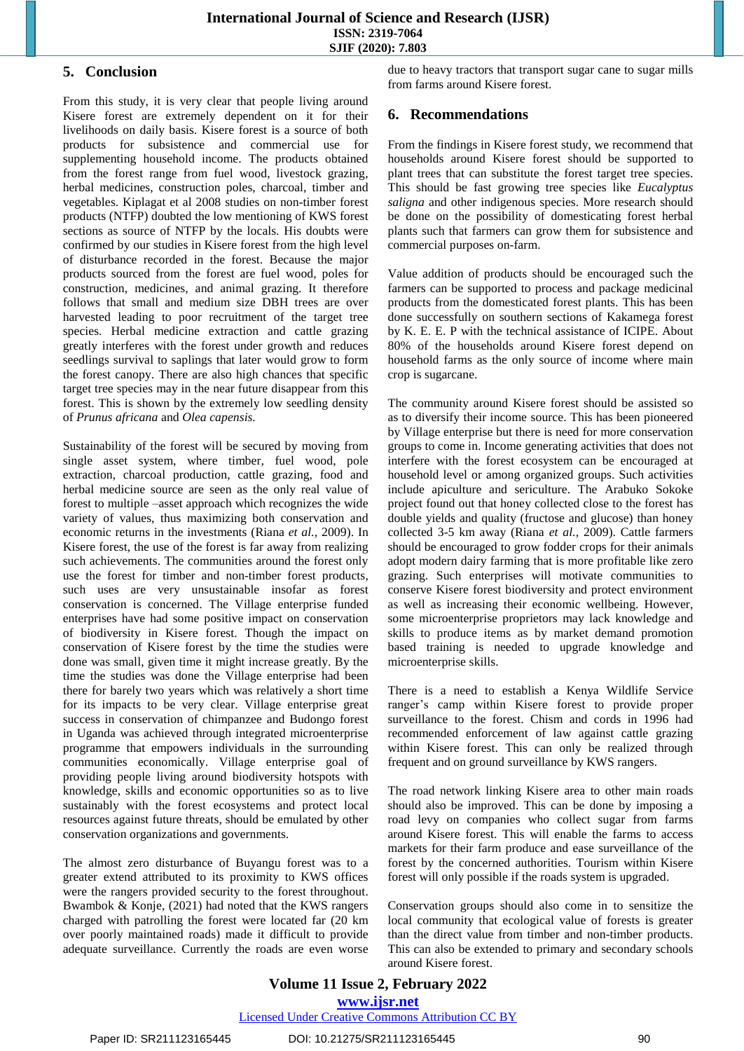## 5. Conclusion

From this study, it is very clear that people living around Kisere forest are extremely dependent on it for their livelihoods on daily basis. Kisere forest is a source of both products for subsistence and commercial use for supplementing household income. The products obtained from the forest range from fuel wood, livestock grazing, herbal medicines, construction poles, charcoal, timber and vegetables. Kiplagat et al 2008 studies on non-timber forest products (NTFP) doubted the low mentioning of KWS forest sections as source of NTFP by the locals. His doubts were confirmed by our studies in Kisere forest from the high level of disturbance recorded in the forest. Because the major products sourced from the forest are fuel wood, poles for construction, medicines, and animal grazing. It therefore follows that small and medium size DBH trees are over harvested leading to poor recruitment of the target tree species. Herbal medicine extraction and cattle grazing greatly interferes with the forest under growth and reduces seedlings survival to saplings that later would grow to form the forest canopy. There are also high chances that specific target tree species may in the near future disappear from this forest. This is shown by the extremely low seedling density of *Prunus africana* and *Olea capensis.*

Sustainability of the forest will be secured by moving from single asset system, where timber, fuel wood, pole extraction, charcoal production, cattle grazing, food and herbal medicine source are seen as the only real value of forest to multiple –asset approach which recognizes the wide variety of values, thus maximizing both conservation and economic returns in the investments (Riana *et al.,* 2009). In Kisere forest, the use of the forest is far away from realizing such achievements. The communities around the forest only use the forest for timber and non-timber forest products, such uses are very unsustainable insofar as forest conservation is concerned. The Village enterprise funded enterprises have had some positive impact on conservation of biodiversity in Kisere forest. Though the impact on conservation of Kisere forest by the time the studies were done was small, given time it might increase greatly. By the time the studies was done the Village enterprise had been there for barely two years which was relatively a short time for its impacts to be very clear. Village enterprise great success in conservation of chimpanzee and Budongo forest in Uganda was achieved through integrated microenterprise programme that empowers individuals in the surrounding communities economically. Village enterprise goal of providing people living around biodiversity hotspots with knowledge, skills and economic opportunities so as to live sustainably with the forest ecosystems and protect local resources against future threats, should be emulated by other conservation organizations and governments.

The almost zero disturbance of Buyangu forest was to a greater extend attributed to its proximity to KWS offices were the rangers provided security to the forest throughout. Bwambok & Konje, (2021) had noted that the KWS rangers charged with patrolling the forest were located far (20 km over poorly maintained roads) made it difficult to provide adequate surveillance. Currently the roads are even worse due to heavy tractors that transport sugar cane to sugar mills from farms around Kisere forest.

## 6. Recommendations

From the findings in Kisere forest study, we recommend that households around Kisere forest should be supported to plant trees that can substitute the forest target tree species. This should be fast growing tree species like *Eucalyptus saligna* and other indigenous species. More research should be done on the possibility of domesticating forest herbal plants such that farmers can grow them for subsistence and commercial purposes on-farm.

Value addition of products should be encouraged such the farmers can be supported to process and package medicinal products from the domesticated forest plants. This has been done successfully on southern sections of Kakamega forest by K. E. E. P with the technical assistance of ICIPE. About 80% of the households around Kisere forest depend on household farms as the only source of income where main crop is sugarcane.

The community around Kisere forest should be assisted so as to diversify their income source. This has been pioneered by Village enterprise but there is need for more conservation groups to come in. Income generating activities that does not interfere with the forest ecosystem can be encouraged at household level or among organized groups. Such activities include apiculture and sericulture. The Arabuko Sokoke project found out that honey collected close to the forest has double yields and quality (fructose and glucose) than honey collected 3-5 km away (Riana *et al.,* 2009). Cattle farmers should be encouraged to grow fodder crops for their animals adopt modern dairy farming that is more profitable like zero grazing. Such enterprises will motivate communities to conserve Kisere forest biodiversity and protect environment as well as increasing their economic wellbeing. However, some microenterprise proprietors may lack knowledge and skills to produce items as by market demand promotion based training is needed to upgrade knowledge and microenterprise skills.

There is a need to establish a Kenya Wildlife Service ranger's camp within Kisere forest to provide proper surveillance to the forest. Chism and cords in 1996 had recommended enforcement of law against cattle grazing within Kisere forest. This can only be realized through frequent and on ground surveillance by KWS rangers.

The road network linking Kisere area to other main roads should also be improved. This can be done by imposing a road levy on companies who collect sugar from farms around Kisere forest. This will enable the farms to access markets for their farm produce and ease surveillance of the forest by the concerned authorities. Tourism within Kisere forest will only possible if the roads system is upgraded.

Conservation groups should also come in to sensitize the local community that ecological value of forests is greater than the direct value from timber and non-timber products. This can also be extended to primary and secondary schools around Kisere forest.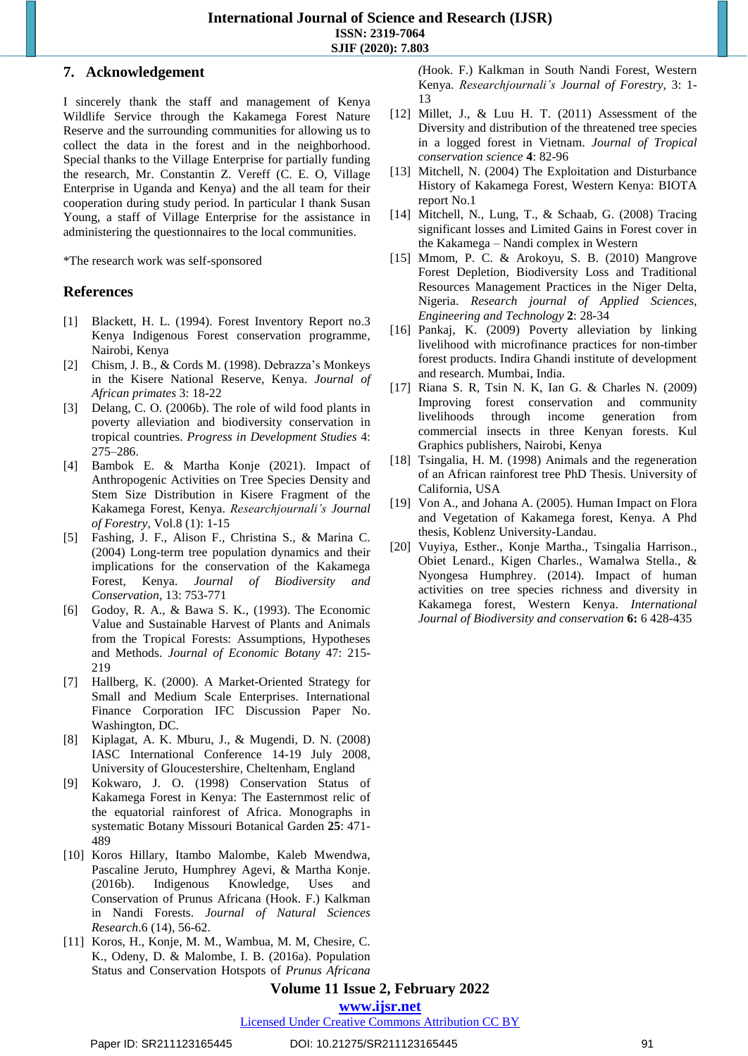## 7. Acknowledgement

I sincerely thank the staff and management of Kenya Wildlife Service through the Kakamega Forest Nature Reserve and the surrounding communities for allowing us to collect the data in the forest and in the neighborhood. Special thanks to the Village Enterprise for partially funding the research, Mr. Constantin Z. Vereff (C. E. O, Village Enterprise in Uganda and Kenya) and the all team for their cooperation during study period. In particular I thank Susan Young, a staff of Village Enterprise for the assistance in administering the questionnaires to the local communities.

*The research work was self-sponsored

## References

[1] Blackett, H. L. (1994). Forest Inventory Report no.3 Kenya Indigenous Forest conservation programme, Nairobi, Kenya

[2] Chism, J. B., & Cords M. (1998). Debrazza's Monkeys in the Kisere National Reserve, Kenya. *Journal of African primates* 3: 18-22

[3] Delang, C. O. (2006b). The role of wild food plants in poverty alleviation and biodiversity conservation in tropical countries. *Progress in Development Studies* 4: 275–286.

[4] Bambok E. & Martha Konje (2021). Impact of Anthropogenic Activities on Tree Species Density and Stem Size Distribution in Kisere Fragment of the Kakamega Forest, Kenya. *Researchjournali's Journal of Forestry,* Vol.8 (1): 1-15

[5] Fashing, J. F., Alison F., Christina S., & Marina C. (2004) Long-term tree population dynamics and their implications for the conservation of the Kakamega Forest, Kenya. *Journal of Biodiversity and Conservation*, 13: 753-771

[6] Godoy, R. A., & Bawa S. K., (1993). The Economic Value and Sustainable Harvest of Plants and Animals from the Tropical Forests: Assumptions, Hypotheses and Methods. *Journal of Economic Botany* 47: 215-219

[7] Hallberg, K. (2000). A Market-Oriented Strategy for Small and Medium Scale Enterprises. International Finance Corporation IFC Discussion Paper No. Washington, DC.

[8] Kiplagat, A. K. Mburu, J., & Mugendi, D. N. (2008) IASC International Conference 14-19 July 2008, University of Gloucestershire, Cheltenham, England

[9] Kokwaro, J. O. (1998) Conservation Status of Kakamega Forest in Kenya: The Easternmost relic of the equatorial rainforest of Africa. Monographs in systematic Botany Missouri Botanical Garden **25**: 471-489

[10] Koros Hillary, Itambo Malombe, Kaleb Mwendwa, Pascaline Jeruto, Humphrey Agevi, & Martha Konje. (2016b). Indigenous Knowledge, Uses and Conservation of Prunus Africana (Hook. F.) Kalkman in Nandi Forests. *Journal of Natural Sciences Research*.6 (14), 56-62.

[11] Koros, H., Konje, M. M., Wambua, M. M, Chesire, C. K., Odeny, D. & Malombe, I. B. (2016a). Population Status and Conservation Hotspots of *Prunus Africana (*Hook. F.) Kalkman in South Nandi Forest, Western Kenya. *Researchjournali's Journal of Forestry,* 3: 1-13

[12] Millet, J., & Luu H. T. (2011) Assessment of the Diversity and distribution of the threatened tree species in a logged forest in Vietnam. *Journal of Tropical conservation science* **4**: 82-96

[13] Mitchell, N. (2004) The Exploitation and Disturbance History of Kakamega Forest, Western Kenya: BIOTA report No.1

[14] Mitchell, N., Lung, T., & Schaab, G. (2008) Tracing significant losses and Limited Gains in Forest cover in the Kakamega – Nandi complex in Western

[15] Mmom, P. C. & Arokoyu, S. B. (2010) Mangrove Forest Depletion, Biodiversity Loss and Traditional Resources Management Practices in the Niger Delta, Nigeria. *Research journal of Applied Sciences, Engineering and Technology* **2**: 28-34

[16] Pankaj, K. (2009) Poverty alleviation by linking livelihood with microfinance practices for non-timber forest products. Indira Ghandi institute of development and research. Mumbai, India.

[17] Riana S. R, Tsin N. K, Ian G. & Charles N. (2009) Improving forest conservation and community livelihoods through income generation from commercial insects in three Kenyan forests. Kul Graphics publishers, Nairobi, Kenya

[18] Tsingalia, H. M. (1998) Animals and the regeneration of an African rainforest tree PhD Thesis. University of California, USA

[19] Von A., and Johana A. (2005). Human Impact on Flora and Vegetation of Kakamega forest, Kenya. A Phd thesis, Koblenz University-Landau.

[20] Vuyiya, Esther., Konje Martha., Tsingalia Harrison., Obiet Lenard., Kigen Charles., Wamalwa Stella., & Nyongesa Humphrey. (2014). Impact of human activities on tree species richness and diversity in Kakamega forest, Western Kenya. *International Journal of Biodiversity and conservation* **6:** 6 428-435